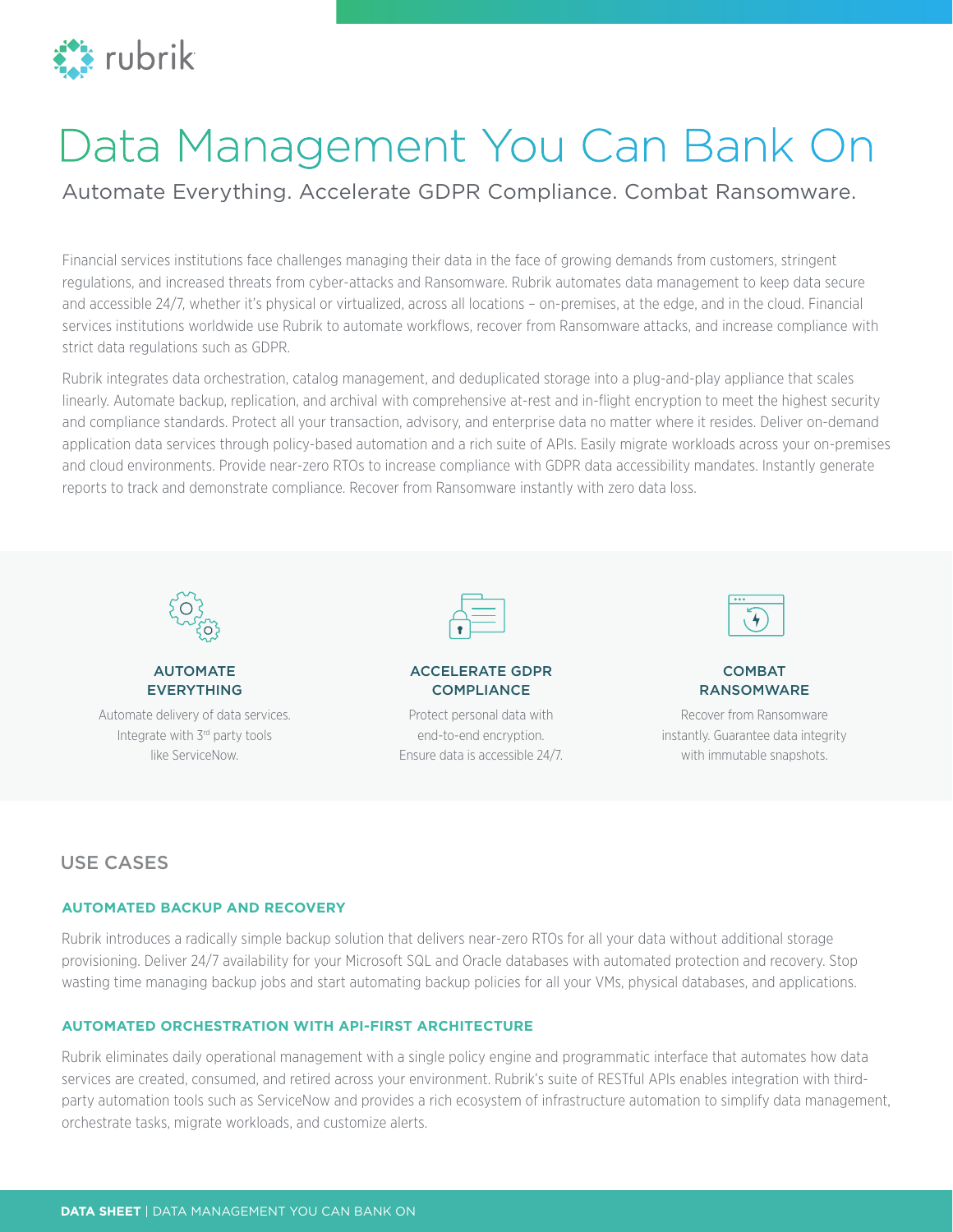# Data Management You Can Bank On

## Automate Everything. Accelerate GDPR Compliance. Combat Ransomware.

Financial services institutions face challenges managing their data in the face of growing demands from customers, stringent regulations, and increased threats from cyber-attacks and Ransomware. Rubrik automates data management to keep data secure and accessible 24/7, whether it's physical or virtualized, across all locations – on-premises, at the edge, and in the cloud. Financial services institutions worldwide use Rubrik to automate workflows, recover from Ransomware attacks, and increase compliance with strict data regulations such as GDPR.

Rubrik integrates data orchestration, catalog management, and deduplicated storage into a plug-and-play appliance that scales linearly. Automate backup, replication, and archival with comprehensive at-rest and in-flight encryption to meet the highest security and compliance standards. Protect all your transaction, advisory, and enterprise data no matter where it resides. Deliver on-demand application data services through policy-based automation and a rich suite of APIs. Easily migrate workloads across your on-premises and cloud environments. Provide near-zero RTOs to increase compliance with GDPR data accessibility mandates. Instantly generate reports to track and demonstrate compliance. Recover from Ransomware instantly with zero data loss.

### AUTOMATE EVERYTHING

Automate delivery of data services. Integrate with 3rd party tools like ServiceNow.

### ACCELERATE GDPR COMPLIANCE

Protect personal data with end-to-end encryption. Ensure data is accessible 24/7.

### COMBAT RANSOMWARE

Recover from Ransomware instantly. Guarantee data integrity with immutable snapshots.

## USE CASES

### AUTOMATED BACKUP AND RECOVERY

Rubrik introduces a radically simple backup solution that delivers near-zero RTOs for all your data without additional storage provisioning. Deliver 24/7 availability for your Microsoft SQL and Oracle databases with automated protection and recovery. Stop wasting time managing backup jobs and start automating backup policies for all your VMs, physical databases, and applications.

### AUTOMATED ORCHESTRATION WITH API-FIRST ARCHITECTURE

Rubrik eliminates daily operational management with a single policy engine and programmatic interface that automates how data services are created, consumed, and retired across your environment. Rubrik's suite of RESTful APIs enables integration with third-party automation tools such as ServiceNow and provides a rich ecosystem of infrastructure automation to simplify data management, orchestrate tasks, migrate workloads, and customize alerts.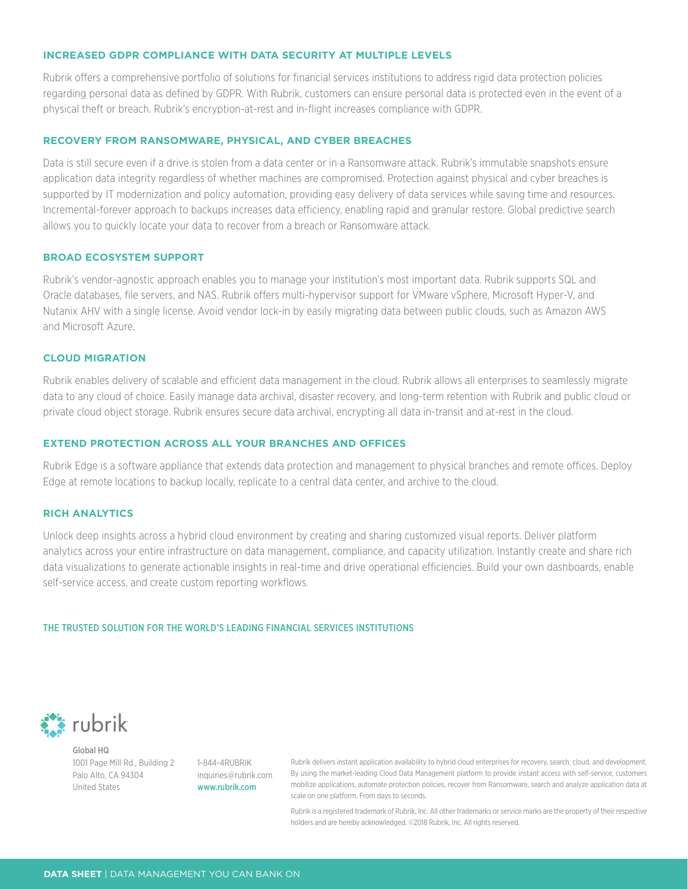## INCREASED GDPR COMPLIANCE WITH DATA SECURITY AT MULTIPLE LEVELS

Rubrik offers a comprehensive portfolio of solutions for financial services institutions to address rigid data protection policies regarding personal data as defined by GDPR. With Rubrik, customers can ensure personal data is protected even in the event of a physical theft or breach. Rubrik's encryption-at-rest and in-flight increases compliance with GDPR.

## RECOVERY FROM RANSOMWARE, PHYSICAL, AND CYBER BREACHES

Data is still secure even if a drive is stolen from a data center or in a Ransomware attack. Rubrik's immutable snapshots ensure application data integrity regardless of whether machines are compromised. Protection against physical and cyber breaches is supported by IT modernization and policy automation, providing easy delivery of data services while saving time and resources. Incremental-forever approach to backups increases data efficiency, enabling rapid and granular restore. Global predictive search allows you to quickly locate your data to recover from a breach or Ransomware attack.

## BROAD ECOSYSTEM SUPPORT

Rubrik's vendor-agnostic approach enables you to manage your institution's most important data. Rubrik supports SQL and Oracle databases, file servers, and NAS. Rubrik offers multi-hypervisor support for VMware vSphere, Microsoft Hyper-V, and Nutanix AHV with a single license. Avoid vendor lock-in by easily migrating data between public clouds, such as Amazon AWS and Microsoft Azure.

## CLOUD MIGRATION

Rubrik enables delivery of scalable and efficient data management in the cloud. Rubrik allows all enterprises to seamlessly migrate data to any cloud of choice. Easily manage data archival, disaster recovery, and long-term retention with Rubrik and public cloud or private cloud object storage. Rubrik ensures secure data archival, encrypting all data in-transit and at-rest in the cloud.

## EXTEND PROTECTION ACROSS ALL YOUR BRANCHES AND OFFICES

Rubrik Edge is a software appliance that extends data protection and management to physical branches and remote offices. Deploy Edge at remote locations to backup locally, replicate to a central data center, and archive to the cloud.

## RICH ANALYTICS

Unlock deep insights across a hybrid cloud environment by creating and sharing customized visual reports. Deliver platform analytics across your entire infrastructure on data management, compliance, and capacity utilization. Instantly create and share rich data visualizations to generate actionable insights in real-time and drive operational efficiencies. Build your own dashboards, enable self-service access, and create custom reporting workflows.

THE TRUSTED SOLUTION FOR THE WORLD'S LEADING FINANCIAL SERVICES INSTITUTIONS

rubrik

**Global HQ**
1001 Page Mill Rd., Building 2
Palo Alto, CA 94304
United States

1-844-4RUBRIK
inquiries@rubrik.com
www.rubrik.com

Rubrik delivers instant application availability to hybrid cloud enterprises for recovery, search, cloud, and development. By using the market-leading Cloud Data Management platform to provide instant access with self-service, customers mobilize applications, automate protection policies, recover from Ransomware, search and analyze application data at scale on one platform. From days to seconds.

Rubrik is a registered trademark of Rubrik, Inc. All other trademarks or service marks are the property of their respective holders and are hereby acknowledged. ©2018 Rubrik, Inc. All rights reserved.